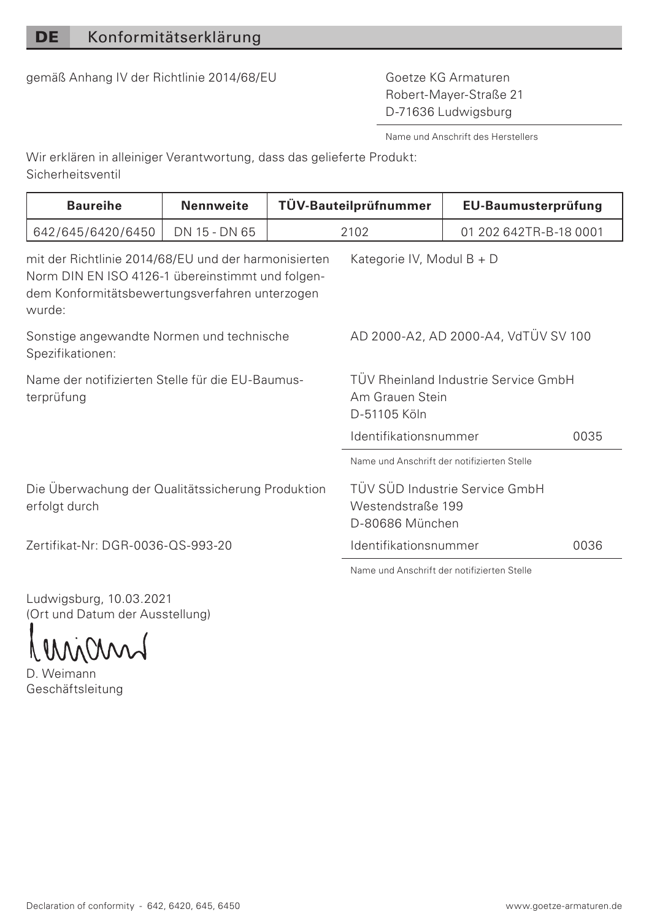# DE Konformitätserklärung

gemäß Anhang IV der Richtlinie 2014/68/EU

Goetze KG Armaturen
Robert-Mayer-Straße 21
D-71636 Ludwigsburg

Name und Anschrift des Herstellers

Wir erklären in alleiniger Verantwortung, dass das gelieferte Produkt:
Sicherheitsventil

| Baureihe | Nennweite | TÜV-Bauteilprüfnummer | EU-Baumusterprüfung |
|---|---|---|---|
| 642/645/6420/6450 | DN 15 - DN 65 | 2102 | 01 202 642TR-B-18 0001 |

mit der Richtlinie 2014/68/EU und der harmonisierten Norm DIN EN ISO 4126-1 übereinstimmt und folgendem Konformitätsbewertungsverfahren unterzogen wurde:

Kategorie IV, Modul B + D

Sonstige angewandte Normen und technische Spezifikationen:

AD 2000-A2, AD 2000-A4, VdTÜV SV 100

Name der notifizierten Stelle für die EU-Baumusterprüfung

TÜV Rheinland Industrie Service GmbH
Am Grauen Stein
D-51105 Köln

Identifikationsnummer 0035

Name und Anschrift der notifizierten Stelle

Die Überwachung der Qualitätssicherung Produktion erfolgt durch

TÜV SÜD Industrie Service GmbH
Westendstraße 199
D-80686 München

Zertifikat-Nr: DGR-0036-QS-993-20

Identifikationsnummer 0036

Name und Anschrift der notifizierten Stelle

Ludwigsburg, 10.03.2021
(Ort und Datum der Ausstellung)

D. Weimann
Geschäftsleitung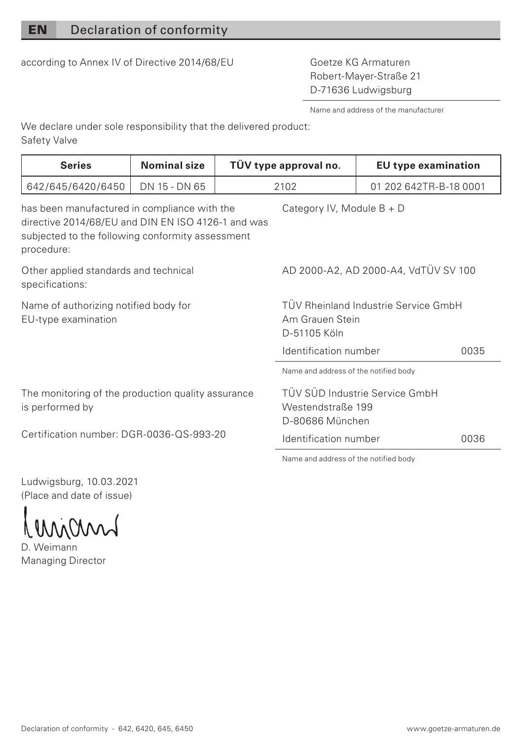# EN Declaration of conformity

according to Annex IV of Directive 2014/68/EU

Goetze KG Armaturen
Robert-Mayer-Straße 21
D-71636 Ludwigsburg

Name and address of the manufacturer

We declare under sole responsibility that the delivered product:
Safety Valve

| Series | Nominal size | TÜV type approval no. | EU type examination |
|---|---|---|---|
| 642/645/6420/6450 | DN 15 - DN 65 | 2102 | 01 202 642TR-B-18 0001 |

has been manufactured in compliance with the directive 2014/68/EU and DIN EN ISO 4126-1 and was subjected to the following conformity assessment procedure:

Category IV, Module B + D

Other applied standards and technical specifications:

AD 2000-A2, AD 2000-A4, VdTÜV SV 100

Name of authorizing notified body for EU-type examination

TÜV Rheinland Industrie Service GmbH
Am Grauen Stein
D-51105 Köln

Identification number 0035

Name and address of the notified body

The monitoring of the production quality assurance is performed by

Certification number: DGR-0036-QS-993-20

TÜV SÜD Industrie Service GmbH
Westendstraße 199
D-80686 München

Identification number 0036

Name and address of the notified body

Ludwigsburg, 10.03.2021
(Place and date of issue)

D. Weimann
Managing Director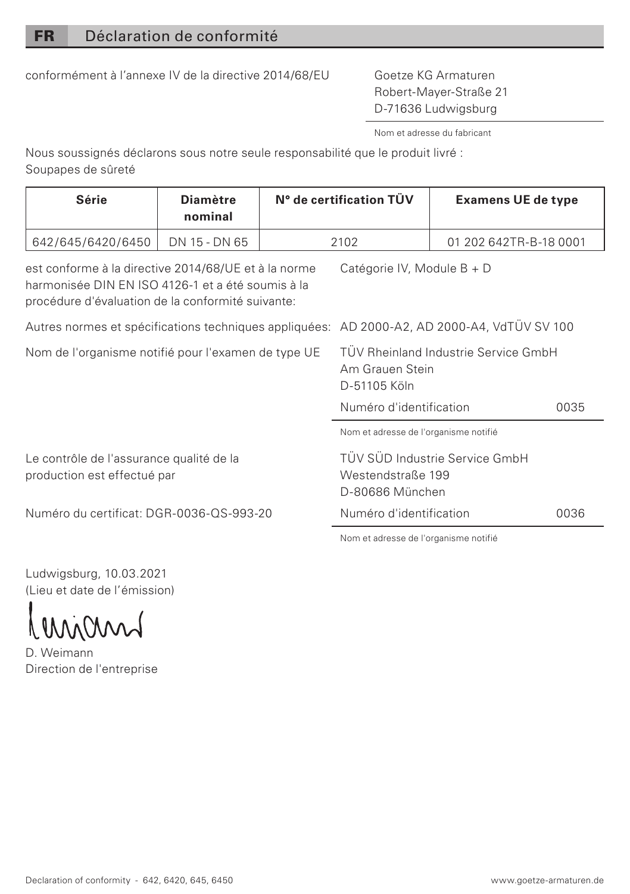# FR Déclaration de conformité

conformément à l'annexe IV de la directive 2014/68/EU

Goetze KG Armaturen
Robert-Mayer-Straße 21
D-71636 Ludwigsburg

Nom et adresse du fabricant

Nous soussignés déclarons sous notre seule responsabilité que le produit livré :
Soupapes de sûreté

| Série | Diamètre nominal | N° de certification TÜV | Examens UE de type |
|---|---|---|---|
| 642/645/6420/6450 | DN 15 - DN 65 | 2102 | 01 202 642TR-B-18 0001 |

est conforme à la directive 2014/68/UE et à la norme harmonisée DIN EN ISO 4126-1 et a été soumis à la procédure d'évaluation de la conformité suivante: Catégorie IV, Module B + D

Autres normes et spécifications techniques appliquées: AD 2000-A2, AD 2000-A4, VdTÜV SV 100

Nom de l'organisme notifié pour l'examen de type UE

TÜV Rheinland Industrie Service GmbH
Am Grauen Stein
D-51105 Köln
Numéro d'identification 0035

Nom et adresse de l'organisme notifié

Le contrôle de l'assurance qualité de la production est effectué par

TÜV SÜD Industrie Service GmbH
Westendstraße 199
D-80686 München
Numéro d'identification 0036

Nom et adresse de l'organisme notifié

Numéro du certificat: DGR-0036-QS-993-20

Ludwigsburg, 10.03.2021
(Lieu et date de l'émission)

D. Weimann
Direction de l'entreprise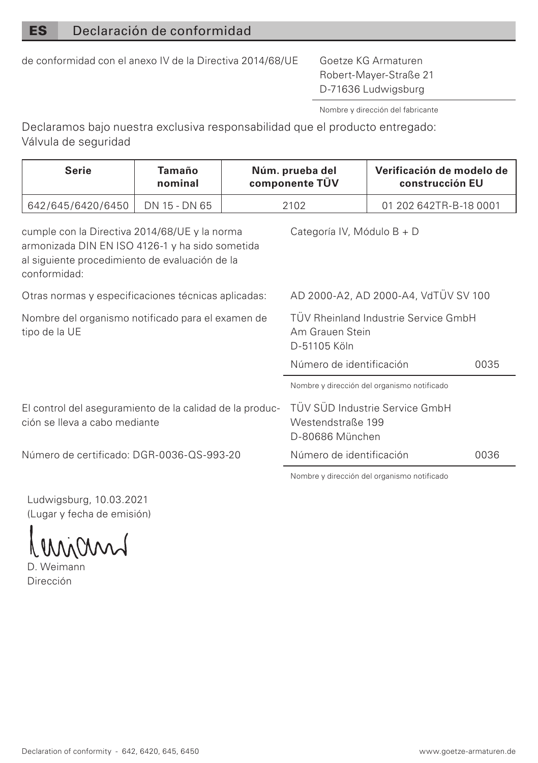## ES Declaración de conformidad

de conformidad con el anexo IV de la Directiva 2014/68/UE

Goetze KG Armaturen
Robert-Mayer-Straße 21
D-71636 Ludwigsburg

Nombre y dirección del fabricante

Declaramos bajo nuestra exclusiva responsabilidad que el producto entregado:
Válvula de seguridad

| **Serie** | **Tamaño nominal** | **Núm. prueba del componente TÜV** | **Verificación de modelo de construcción EU** |
|---|---|---|---|
| 642/645/6420/6450 | DN 15 - DN 65 | 2102 | 01 202 642TR-B-18 0001 |

cumple con la Directiva 2014/68/UE y la norma armonizada DIN EN ISO 4126-1 y ha sido sometida al siguiente procedimiento de evaluación de la conformidad:

Categoría IV, Módulo B + D

Otras normas y especificaciones técnicas aplicadas:

AD 2000-A2, AD 2000-A4, VdTÜV SV 100

Nombre del organismo notificado para el examen de tipo de la UE

TÜV Rheinland Industrie Service GmbH
Am Grauen Stein
D-51105 Köln

Número de identificación 0035

Nombre y dirección del organismo notificado

El control del aseguramiento de la calidad de la producción se lleva a cabo mediante

TÜV SÜD Industrie Service GmbH
Westendstraße 199
D-80686 München

Número de certificado: DGR-0036-QS-993-20

Número de identificación 0036

Nombre y dirección del organismo notificado

Ludwigsburg, 10.03.2021
(Lugar y fecha de emisión)

D. Weimann
Dirección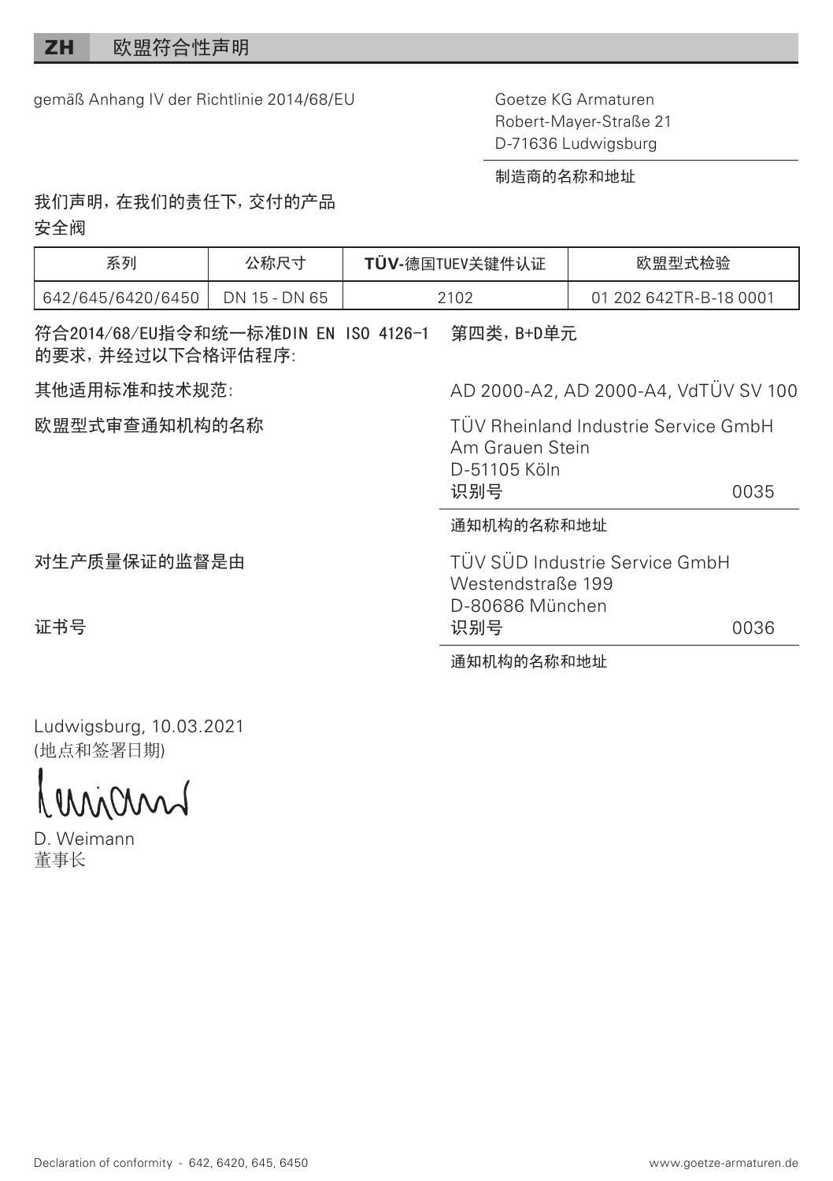## ZH 欧盟符合性声明

gemäß Anhang IV der Richtlinie 2014/68/EU

Goetze KG Armaturen
Robert-Mayer-Straße 21
D-71636 Ludwigsburg

制造商的名称和地址

我们声明，在我们的责任下，交付的产品
安全阀

| 系列 | 公称尺寸 | TÜV-德国TUEV关键件认证 | 欧盟型式检验 |
|---|---|---|---|
| 642/645/6420/6450 | DN 15 - DN 65 | 2102 | 01 202 642TR-B-18 0001 |

符合2014/68/EU指令和统一标准DIN EN ISO 4126-1的要求，并经过以下合格评估程序: 第四类，B+D单元

其他适用标准和技术规范: AD 2000-A2, AD 2000-A4, VdTÜV SV 100

欧盟型式审查通知机构的名称

TÜV Rheinland Industrie Service GmbH
Am Grauen Stein
D-51105 Köln
识别号 0035

通知机构的名称和地址

对生产质量保证的监督是由

证书号

TÜV SÜD Industrie Service GmbH
Westendstraße 199
D-80686 München
识别号 0036

通知机构的名称和地址

Ludwigsburg, 10.03.2021
(地点和签署日期)

D. Weimann
董事长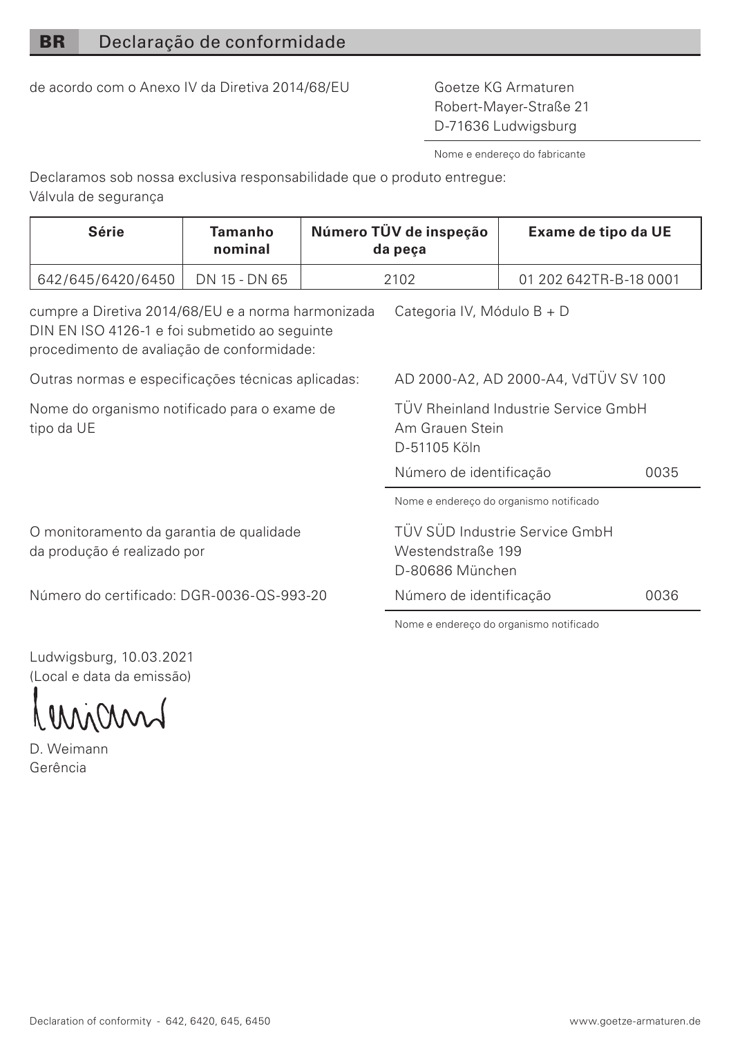## BR Declaração de conformidade

de acordo com o Anexo IV da Diretiva 2014/68/EU

Goetze KG Armaturen
Robert-Mayer-Straße 21
D-71636 Ludwigsburg

Nome e endereço do fabricante

Declaramos sob nossa exclusiva responsabilidade que o produto entregue:
Válvula de segurança

| Série | Tamanho nominal | Número TÜV de inspeção da peça | Exame de tipo da UE |
|---|---|---|---|
| 642/645/6420/6450 | DN 15 - DN 65 | 2102 | 01 202 642TR-B-18 0001 |

cumpre a Diretiva 2014/68/EU e a norma harmonizada DIN EN ISO 4126-1 e foi submetido ao seguinte procedimento de avaliação de conformidade: Categoria IV, Módulo B + D

Outras normas e especificações técnicas aplicadas: AD 2000-A2, AD 2000-A4, VdTÜV SV 100

Nome do organismo notificado para o exame de tipo da UE

TÜV Rheinland Industrie Service GmbH
Am Grauen Stein
D-51105 Köln
Número de identificação 0035

Nome e endereço do organismo notificado

O monitoramento da garantia de qualidade da produção é realizado por

TÜV SÜD Industrie Service GmbH
Westendstraße 199
D-80686 München
Número de identificação 0036

Número do certificado: DGR-0036-QS-993-20

Nome e endereço do organismo notificado

Ludwigsburg, 10.03.2021
(Local e data da emissão)

D. Weimann
Gerência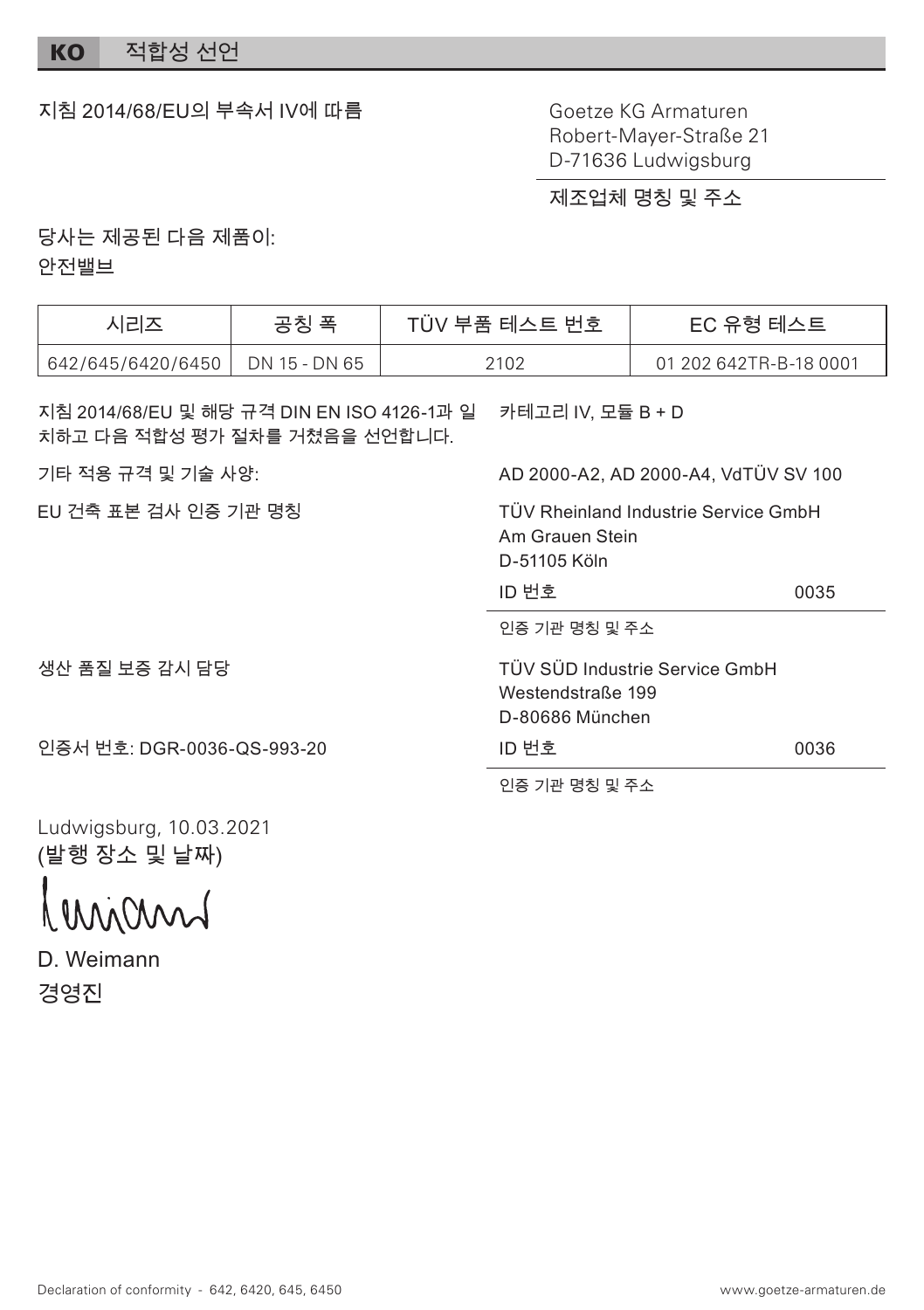## KO 적합성 선언

지침 2014/68/EU의 부속서 IV에 따름

Goetze KG Armaturen
Robert-Mayer-Straße 21
D-71636 Ludwigsburg

제조업체 명칭 및 주소

당사는 제공된 다음 제품이:
안전밸브

| 시리즈 | 공칭 폭 | TÜV 부품 테스트 번호 | EC 유형 테스트 |
|---|---|---|---|
| 642/645/6420/6450 | DN 15 - DN 65 | 2102 | 01 202 642TR-B-18 0001 |

지침 2014/68/EU 및 해당 규격 DIN EN ISO 4126-1과 일치하고 다음 적합성 평가 절차를 거쳤음을 선언합니다.

카테고리 IV, 모듈 B + D

기타 적용 규격 및 기술 사양:

AD 2000-A2, AD 2000-A4, VdTÜV SV 100

EU 건축 표본 검사 인증 기관 명칭

TÜV Rheinland Industrie Service GmbH
Am Grauen Stein
D-51105 Köln

ID 번호 0035

인증 기관 명칭 및 주소

생산 품질 보증 감시 담당

인증서 번호: DGR-0036-QS-993-20

TÜV SÜD Industrie Service GmbH
Westendstraße 199
D-80686 München

ID 번호 0036

인증 기관 명칭 및 주소

Ludwigsburg, 10.03.2021
(발행 장소 및 날짜)

D. Weimann
경영진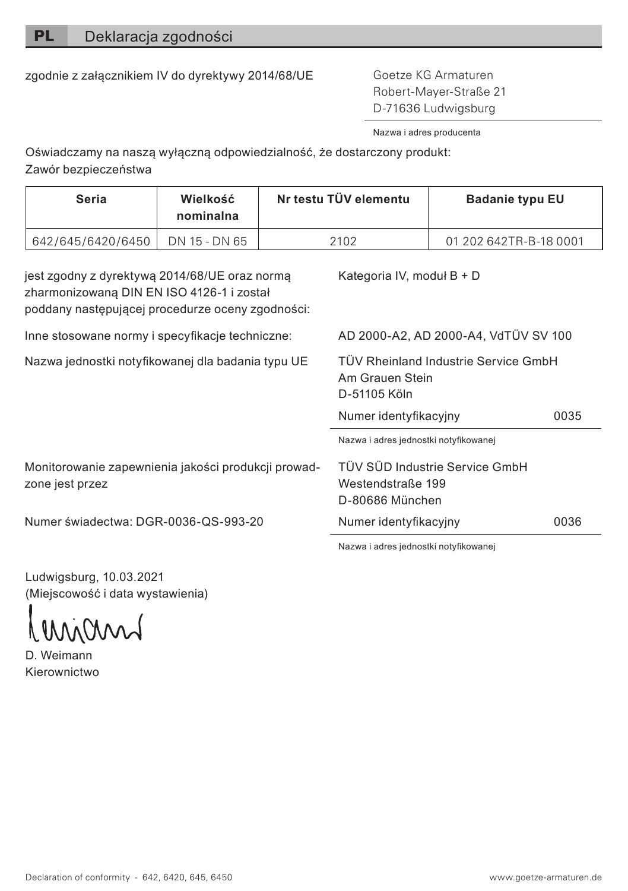## PL Deklaracja zgodności

zgodnie z załącznikiem IV do dyrektywy 2014/68/UE

Goetze KG Armaturen
Robert-Mayer-Straße 21
D-71636 Ludwigsburg

Nazwa i adres producenta

Oświadczamy na naszą wyłączną odpowiedzialność, że dostarczony produkt:
Zawór bezpieczeństwa

| Seria | Wielkość nominalna | Nr testu TÜV elementu | Badanie typu EU |
|---|---|---|---|
| 642/645/6420/6450 | DN 15 - DN 65 | 2102 | 01 202 642TR-B-18 0001 |

jest zgodny z dyrektywą 2014/68/UE oraz normą zharmonizowaną DIN EN ISO 4126-1 i został poddany następującej procedurze oceny zgodności: Kategoria IV, moduł B + D

Inne stosowane normy i specyfikacje techniczne: AD 2000-A2, AD 2000-A4, VdTÜV SV 100

Nazwa jednostki notyfikowanej dla badania typu UE

TÜV Rheinland Industrie Service GmbH
Am Grauen Stein
D-51105 Köln

Numer identyfikacyjny 0035

Nazwa i adres jednostki notyfikowanej

Monitorowanie zapewnienia jakości produkcji prowadzone jest przez

TÜV SÜD Industrie Service GmbH
Westendstraße 199
D-80686 München

Numer świadectwa: DGR-0036-QS-993-20

Numer identyfikacyjny 0036

Nazwa i adres jednostki notyfikowanej

Ludwigsburg, 10.03.2021
(Miejscowość i data wystawienia)

D. Weimann
Kierownictwo